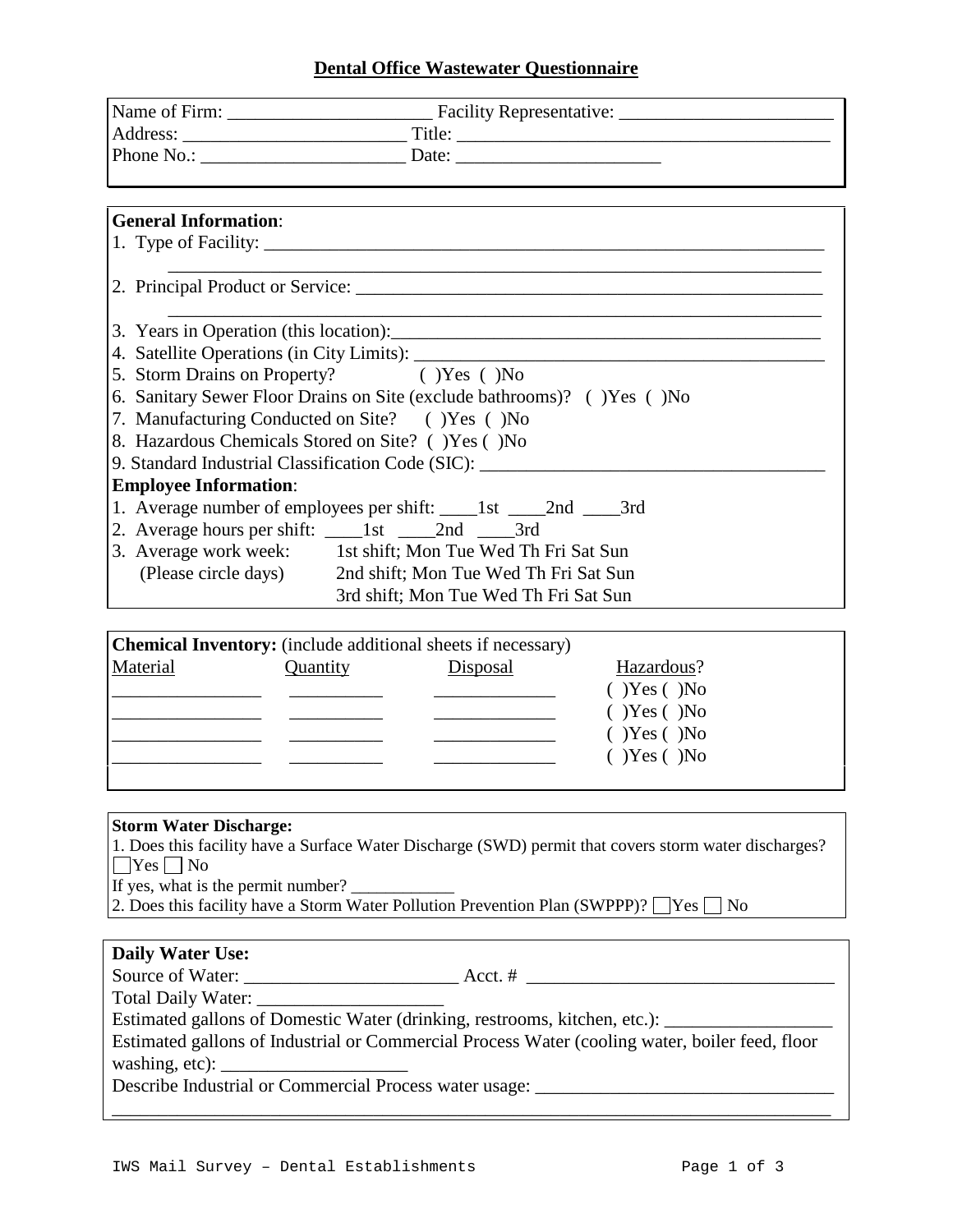# Dental Office Wastewater Questionnaire

Name of Firm: ______________________ Facility Representative: _______________________
Address: ________________________ Title: _________________________________________
Phone No.: ______________________ Date: ______________________

**General Information**:

1. Type of Facility: ________________________________________________________________
   ________________________________________________________________________
2. Principal Product or Service: _____________________________________________________
   ________________________________________________________________________
3. Years in Operation (this location):_______________________________________________
4. Satellite Operations (in City Limits): _____________________________________________
5. Storm Drains on Property? ( )Yes ( )No
6. Sanitary Sewer Floor Drains on Site (exclude bathrooms)? ( )Yes ( )No
7. Manufacturing Conducted on Site? ( )Yes ( )No
8. Hazardous Chemicals Stored on Site? ( )Yes ( )No
9. Standard Industrial Classification Code (SIC): _____________________________________

**Employee Information**:

1. Average number of employees per shift: ____1st ____2nd ____3rd
2. Average hours per shift: ____1st ____2nd ____3rd
3. Average work week: 1st shift; Mon Tue Wed Th Fri Sat Sun
   (Please circle days) 2nd shift; Mon Tue Wed Th Fri Sat Sun
   3rd shift; Mon Tue Wed Th Fri Sat Sun

**Chemical Inventory:** (include additional sheets if necessary)

| Material | Quantity | Disposal | Hazardous? |
|---|---|---|---|
| ________________ | __________ | _____________ | ( )Yes ( )No |
| ________________ | __________ | _____________ | ( )Yes ( )No |
| ________________ | __________ | _____________ | ( )Yes ( )No |
| ________________ | __________ | _____________ | ( )Yes ( )No |

**Storm Water Discharge:**

1. Does this facility have a Surface Water Discharge (SWD) permit that covers storm water discharges?
   ☐Yes ☐ No
   If yes, what is the permit number? ____________
2. Does this facility have a Storm Water Pollution Prevention Plan (SWPPP)? ☐Yes ☐ No

**Daily Water Use:**

Source of Water: _______________________ Acct. # _________________________________
Total Daily Water: ____________________
Estimated gallons of Domestic Water (drinking, restrooms, kitchen, etc.): _________________
Estimated gallons of Industrial or Commercial Process Water (cooling water, boiler feed, floor washing, etc): ____________________
Describe Industrial or Commercial Process water usage: _______________________________
_____________________________________________________________________________

IWS Mail Survey – Dental Establishments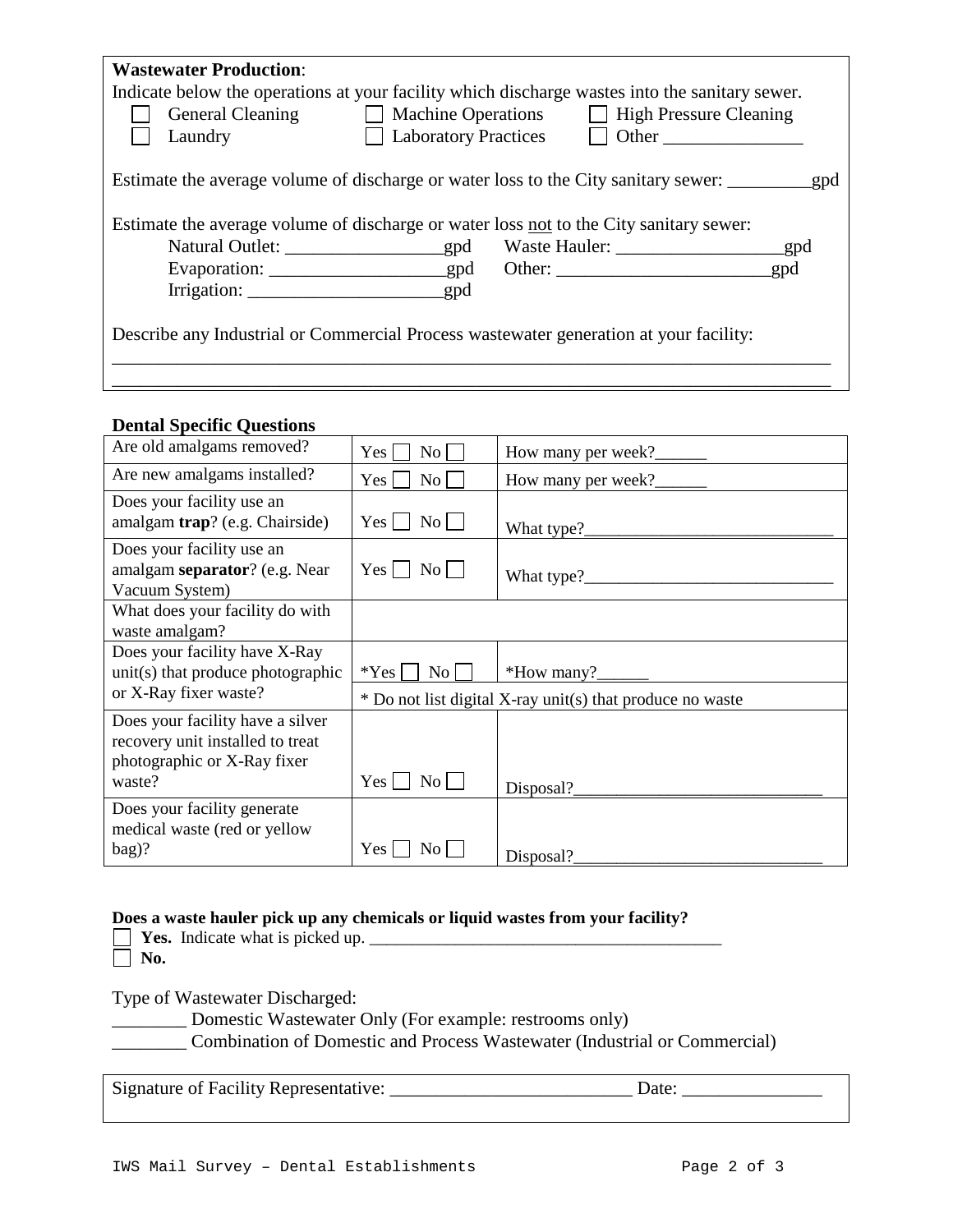**Wastewater Production**:

Indicate below the operations at your facility which discharge wastes into the sanitary sewer.

☐ General Cleaning ☐ Machine Operations ☐ High Pressure Cleaning
☐ Laundry ☐ Laboratory Practices ☐ Other _______________

Estimate the average volume of discharge or water loss to the City sanitary sewer: _________gpd

Estimate the average volume of discharge or water loss not to the City sanitary sewer:

Natural Outlet: _________________gpd Waste Hauler: __________________gpd
Evaporation: ___________________gpd Other: _______________________gpd
Irrigation: _____________________gpd

Describe any Industrial or Commercial Process wastewater generation at your facility:

_______________________________________________________________________________

_______________________________________________________________________________

**Dental Specific Questions**

| | | |
|---|---|---|
| Are old amalgams removed? | Yes ☐ No ☐ | How many per week?______ |
| Are new amalgams installed? | Yes ☐ No ☐ | How many per week?______ |
| Does your facility use an amalgam **trap**? (e.g. Chairside) | Yes ☐ No ☐ | What type?_____________________________ |
| Does your facility use an amalgam **separator**? (e.g. Near Vacuum System) | Yes ☐ No ☐ | What type?_____________________________ |
| What does your facility do with waste amalgam? | | |
| Does your facility have X-Ray unit(s) that produce photographic or X-Ray fixer waste? | *Yes ☐ No ☐ | *How many?______ |
| | * Do not list digital X-ray unit(s) that produce no waste | |
| Does your facility have a silver recovery unit installed to treat photographic or X-Ray fixer waste? | Yes ☐ No ☐ | Disposal?_____________________________ |
| Does your facility generate medical waste (red or yellow bag)? | Yes ☐ No ☐ | Disposal?_____________________________ |

**Does a waste hauler pick up any chemicals or liquid wastes from your facility?**

☐ **Yes.** Indicate what is picked up. __________________________________________
☐ **No.**

Type of Wastewater Discharged:

________ Domestic Wastewater Only (For example: restrooms only)
________ Combination of Domestic and Process Wastewater (Industrial or Commercial)

Signature of Facility Representative: __________________________ Date: _______________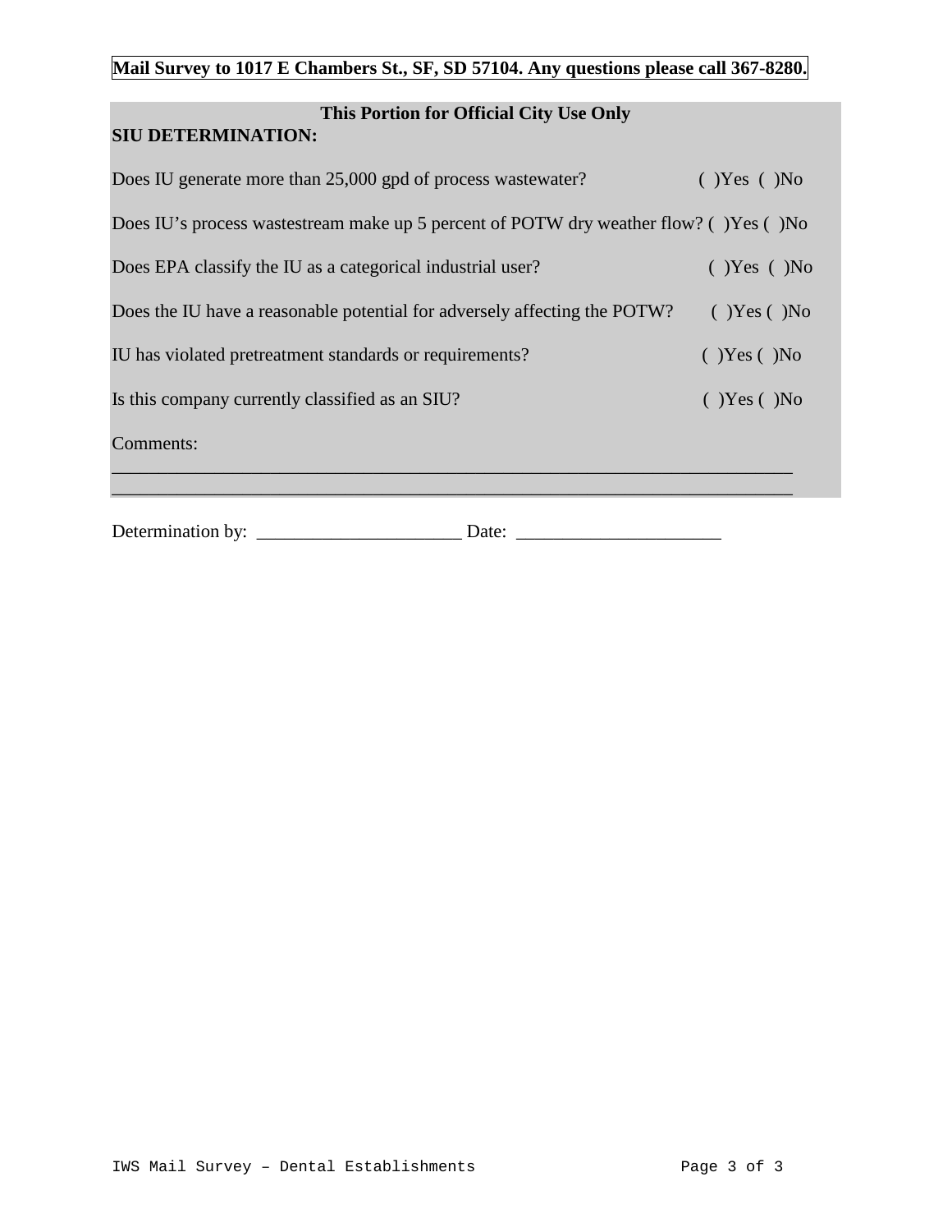**Mail Survey to 1017 E Chambers St., SF, SD 57104. Any questions please call 367-8280.**

**This Portion for Official City Use Only**

**SIU DETERMINATION:**

Does IU generate more than 25,000 gpd of process wastewater? ( )Yes ( )No

Does IU's process wastestream make up 5 percent of POTW dry weather flow? ( )Yes ( )No

Does EPA classify the IU as a categorical industrial user? ( )Yes ( )No

Does the IU have a reasonable potential for adversely affecting the POTW? ( )Yes ( )No

IU has violated pretreatment standards or requirements? ( )Yes ( )No

Is this company currently classified as an SIU? ( )Yes ( )No

Comments:

______________________________________________________________________________

______________________________________________________________________________

Determination by: ______________________ Date: ______________________